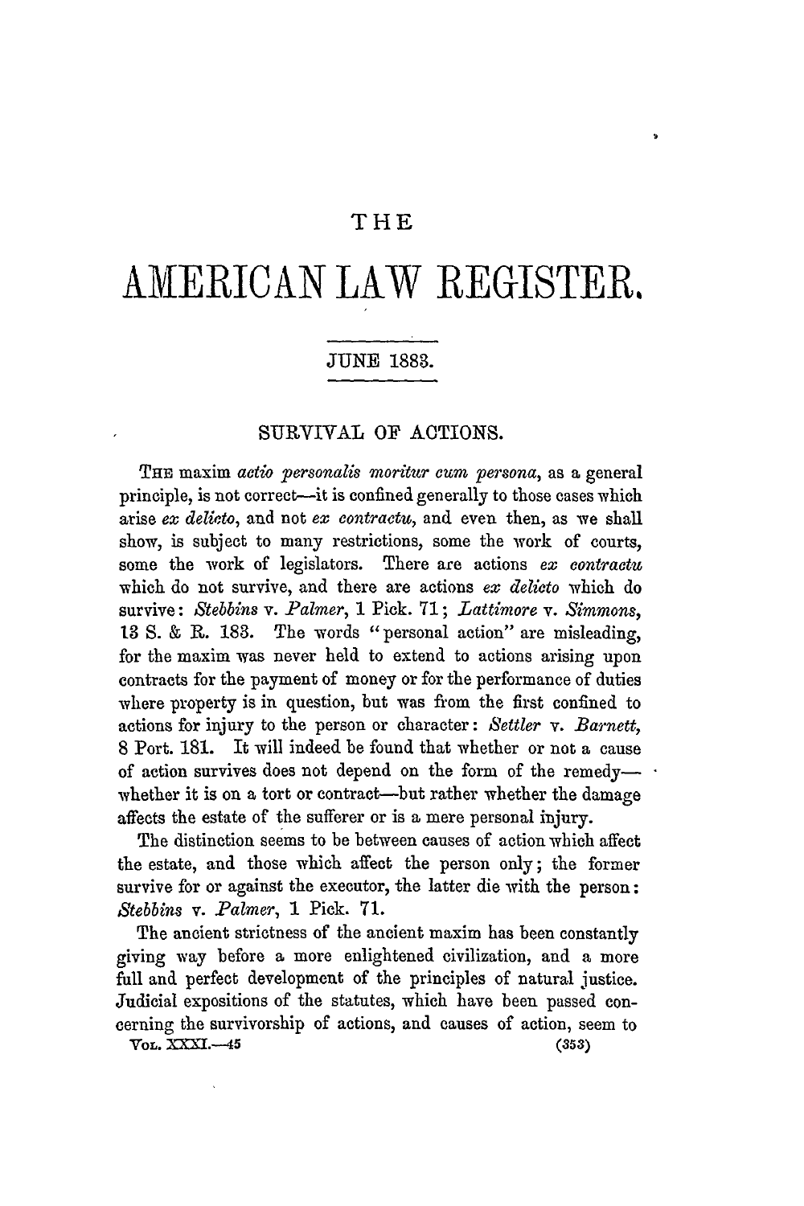# THE AMERICAN LAW REGISTER.

JUNE 1883.

## SURVIVAL OF ACTIONS.

THE maxim *actio personalis moritur cum persona*, as a general principle, is not correct—it is confined generally to those cases which arise *ex delicto*, and not *ex contractu*, and even then, as we shall show, is subject to many restrictions, some the work of courts, some the work of legislators. There are actions *ex contractu* which do not survive, and there are actions *ex delicto* which do survive: *Stebbins* v. *Palmer*, 1 Pick. 71; *Lattimore* v. *Simmons*, 13 S. & R. 183. The words "personal action" are misleading, for the maxim was never held to extend to actions arising upon contracts for the payment of money or for the performance of duties where property is in question, but was from the first confined to actions for injury to the person or character: *Settler* v. *Barnett*, 8 Port. 181. It will indeed be found that whether or not a cause of action survives does not depend on the form of the remedy—whether it is on a tort or contract—but rather whether the damage affects the estate of the sufferer or is a mere personal injury.

The distinction seems to be between causes of action which affect the estate, and those which affect the person only; the former survive for or against the executor, the latter die with the person: *Stebbins* v. *Palmer*, 1 Pick. 71.

The ancient strictness of the ancient maxim has been constantly giving way before a more enlightened civilization, and a more full and perfect development of the principles of natural justice. Judicial expositions of the statutes, which have been passed concerning the survivorship of actions, and causes of action, seem to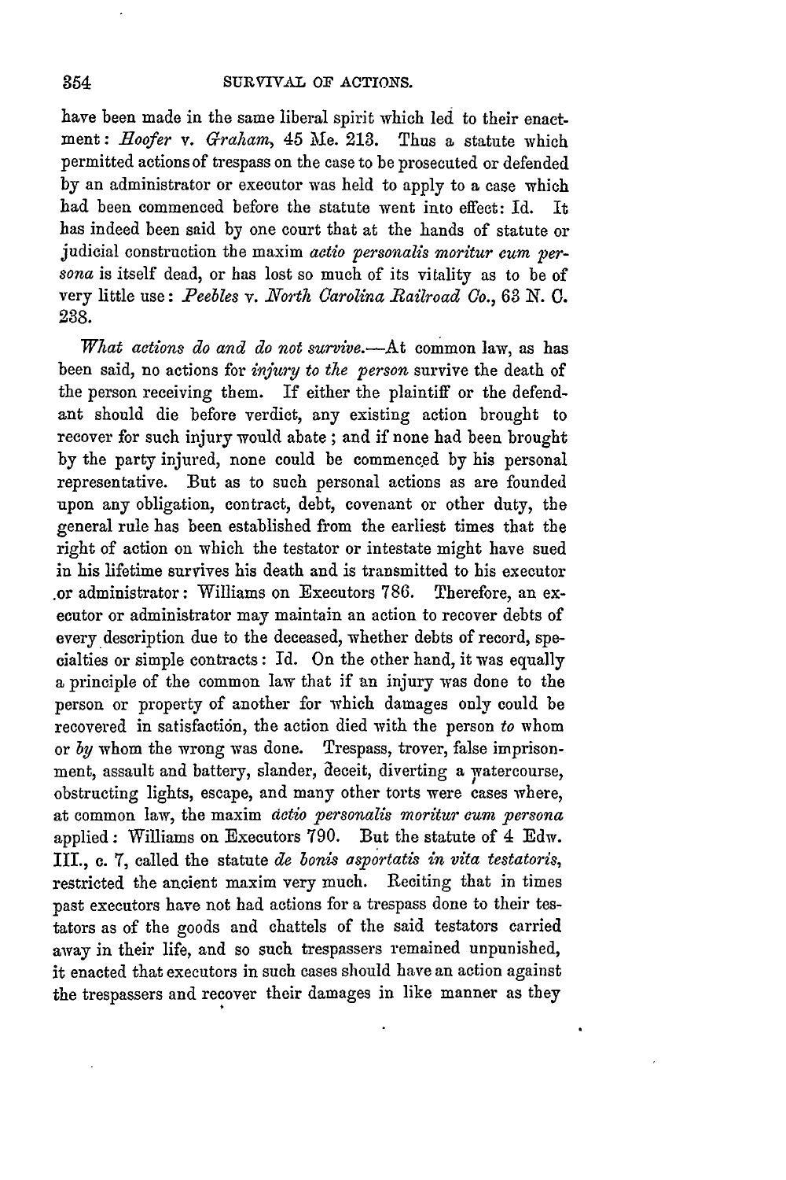have been made in the same liberal spirit which led to their enactment: *Hoofer* v. *Graham*, 45 Me. 213. Thus a statute which permitted actions of trespass on the case to be prosecuted or defended by an administrator or executor was held to apply to a case which had been commenced before the statute went into effect: Id. It has indeed been said by one court that at the hands of statute or judicial construction the maxim *actio personalis moritur cum persona* is itself dead, or has lost so much of its vitality as to be of very little use: *Peebles* v. *North Carolina Railroad Co.*, 63 N. C. 238.

*What actions do and do not survive.*—At common law, as has been said, no actions for *injury to the person* survive the death of the person receiving them. If either the plaintiff or the defendant should die before verdict, any existing action brought to recover for such injury would abate; and if none had been brought by the party injured, none could be commenced by his personal representative. But as to such personal actions as are founded upon any obligation, contract, debt, covenant or other duty, the general rule has been established from the earliest times that the right of action on which the testator or intestate might have sued in his lifetime survives his death and is transmitted to his executor or administrator: Williams on Executors 786. Therefore, an executor or administrator may maintain an action to recover debts of every description due to the deceased, whether debts of record, specialties or simple contracts: Id. On the other hand, it was equally a principle of the common law that if an injury was done to the person or property of another for which damages only could be recovered in satisfaction, the action died with the person *to* whom or *by* whom the wrong was done. Trespass, trover, false imprisonment, assault and battery, slander, deceit, diverting a watercourse, obstructing lights, escape, and many other torts were cases where, at common law, the maxim *actio personalis moritur cum persona* applied: Williams on Executors 790. But the statute of 4 Edw. III., c. 7, called the statute *de bonis asportatis in vita testatoris*, restricted the ancient maxim very much. Reciting that in times past executors have not had actions for a trespass done to their testators as of the goods and chattels of the said testators carried away in their life, and so such trespassers remained unpunished, it enacted that executors in such cases should have an action against the trespassers and recover their damages in like manner as they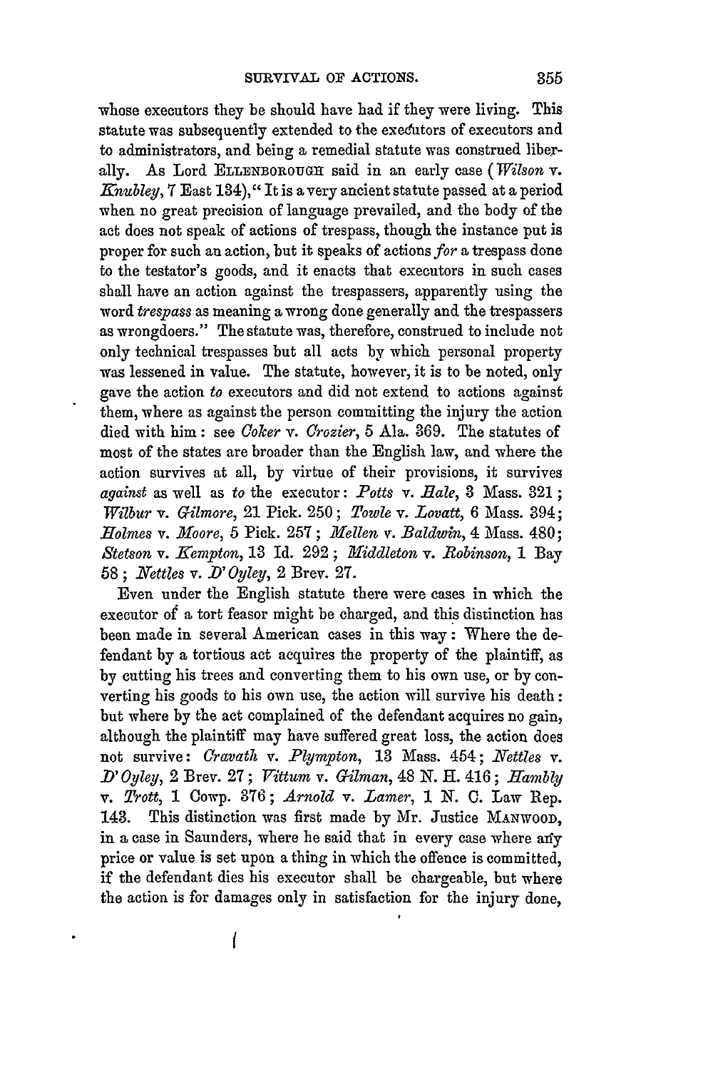whose executors they be should have had if they were living. This statute was subsequently extended to the executors of executors and to administrators, and being a remedial statute was construed liberally. As Lord ELLENBOROUGH said in an early case (*Wilson* v. *Knubley*, 7 East 134), "It is a very ancient statute passed at a period when no great precision of language prevailed, and the body of the act does not speak of actions of trespass, though the instance put is proper for such an action, but it speaks of actions *for* a trespass done to the testator's goods, and it enacts that executors in such cases shall have an action against the trespassers, apparently using the word *trespass* as meaning a wrong done generally and the trespassers as wrongdoers." The statute was, therefore, construed to include not only technical trespasses but all acts by which personal property was lessened in value. The statute, however, it is to be noted, only gave the action *to* executors and did not extend to actions against them, where as against the person committing the injury the action died with him: see *Coker* v. *Crozier*, 5 Ala. 369. The statutes of most of the states are broader than the English law, and where the action survives at all, by virtue of their provisions, it survives *against* as well as *to* the executor: *Potts* v. *Hale*, 3 Mass. 321; *Wilbur* v. *Gilmore*, 21 Pick. 250; *Towle* v. *Lovatt*, 6 Mass. 394; *Holmes* v. *Moore*, 5 Pick. 257; *Mellen* v. *Baldwin*, 4 Mass. 480; *Stetson* v. *Kempton*, 13 Id. 292; *Middleton* v. *Robinson*, 1 Bay 58; *Nettles* v. *D'Oyley*, 2 Brev. 27.

Even under the English statute there were cases in which the executor of a tort feasor might be charged, and this distinction has been made in several American cases in this way: Where the defendant by a tortious act acquires the property of the plaintiff, as by cutting his trees and converting them to his own use, or by converting his goods to his own use, the action will survive his death: but where by the act complained of the defendant acquires no gain, although the plaintiff may have suffered great loss, the action does not survive: *Cravath* v. *Plympton*, 13 Mass. 454; *Nettles* v. *D'Oyley*, 2 Brev. 27; *Vittum* v. *Gilman*, 48 N. H. 416; *Hambly* v. *Trott*, 1 Cowp. 376; *Arnold* v. *Lamer*, 1 N. C. Law Rep. 143. This distinction was first made by Mr. Justice MANWOOD, in a case in Saunders, where he said that in every case where any price or value is set upon a thing in which the offence is committed, if the defendant dies his executor shall be chargeable, but where the action is for damages only in satisfaction for the injury done,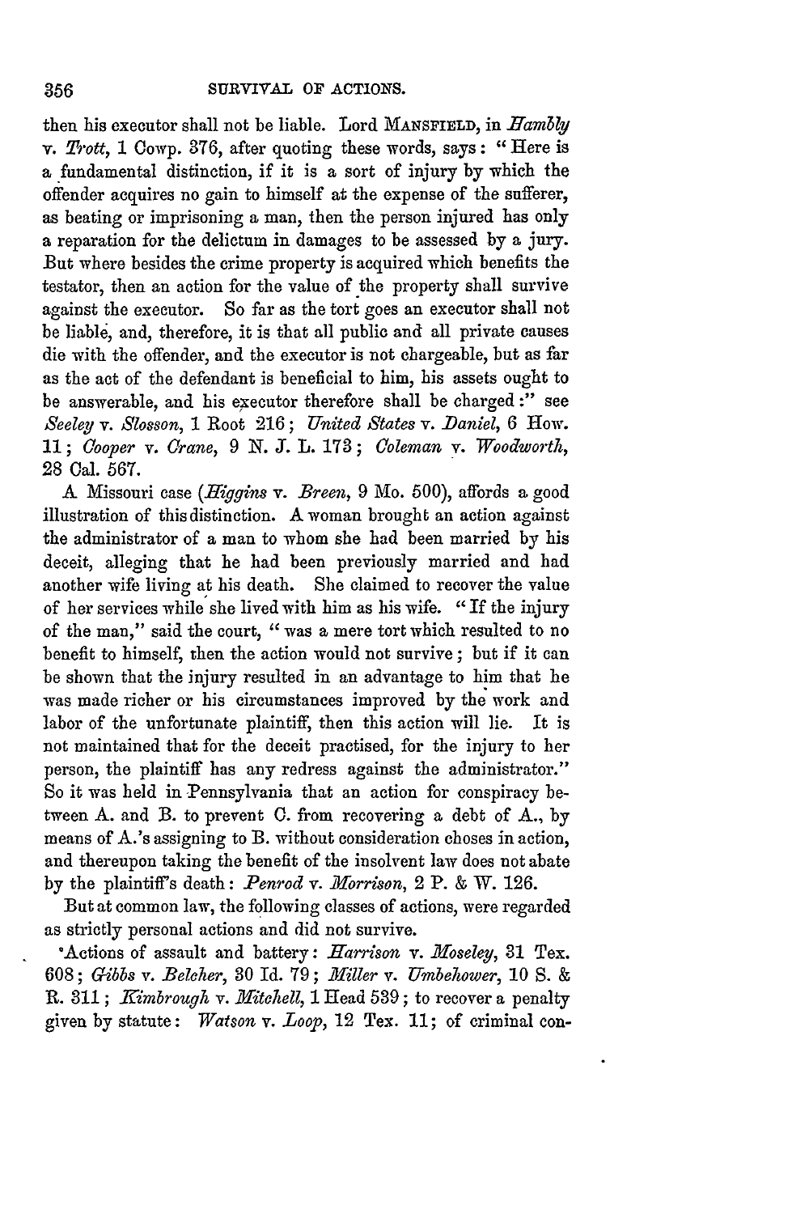then his executor shall not be liable. Lord MANSFIELD, in *Hambly* v. *Trott*, 1 Cowp. 376, after quoting these words, says: "Here is a fundamental distinction, if it is a sort of injury by which the offender acquires no gain to himself at the expense of the sufferer, as beating or imprisoning a man, then the person injured has only a reparation for the delictum in damages to be assessed by a jury. But where besides the crime property is acquired which benefits the testator, then an action for the value of the property shall survive against the executor. So far as the tort goes an executor shall not be liable, and, therefore, it is that all public and all private causes die with the offender, and the executor is not chargeable, but as far as the act of the defendant is beneficial to him, his assets ought to be answerable, and his executor therefore shall be charged:" see *Seeley* v. *Slosson*, 1 Root 216; *United States* v. *Daniel*, 6 How. 11; *Cooper* v. *Crane*, 9 N. J. L. 173; *Coleman* v. *Woodworth*, 28 Cal. 567.

A Missouri case (*Higgins* v. *Breen*, 9 Mo. 500), affords a good illustration of this distinction. A woman brought an action against the administrator of a man to whom she had been married by his deceit, alleging that he had been previously married and had another wife living at his death. She claimed to recover the value of her services while she lived with him as his wife. "If the injury of the man," said the court, "was a mere tort which resulted to no benefit to himself, then the action would not survive; but if it can be shown that the injury resulted in an advantage to him that he was made richer or his circumstances improved by the work and labor of the unfortunate plaintiff, then this action will lie. It is not maintained that for the deceit practised, for the injury to her person, the plaintiff has any redress against the administrator." So it was held in Pennsylvania that an action for conspiracy between A. and B. to prevent C. from recovering a debt of A., by means of A.'s assigning to B. without consideration choses in action, and thereupon taking the benefit of the insolvent law does not abate by the plaintiff's death: *Penrod* v. *Morrison*, 2 P. & W. 126.

But at common law, the following classes of actions, were regarded as strictly personal actions and did not survive.

Actions of assault and battery: *Harrison* v. *Moseley*, 31 Tex. 608; *Gibbs* v. *Belcher*, 30 Id. 79; *Miller* v. *Umbehower*, 10 S. & R. 311; *Kimbrough* v. *Mitchell*, 1 Head 539; to recover a penalty given by statute: *Watson* v. *Loop*, 12 Tex. 11; of criminal con-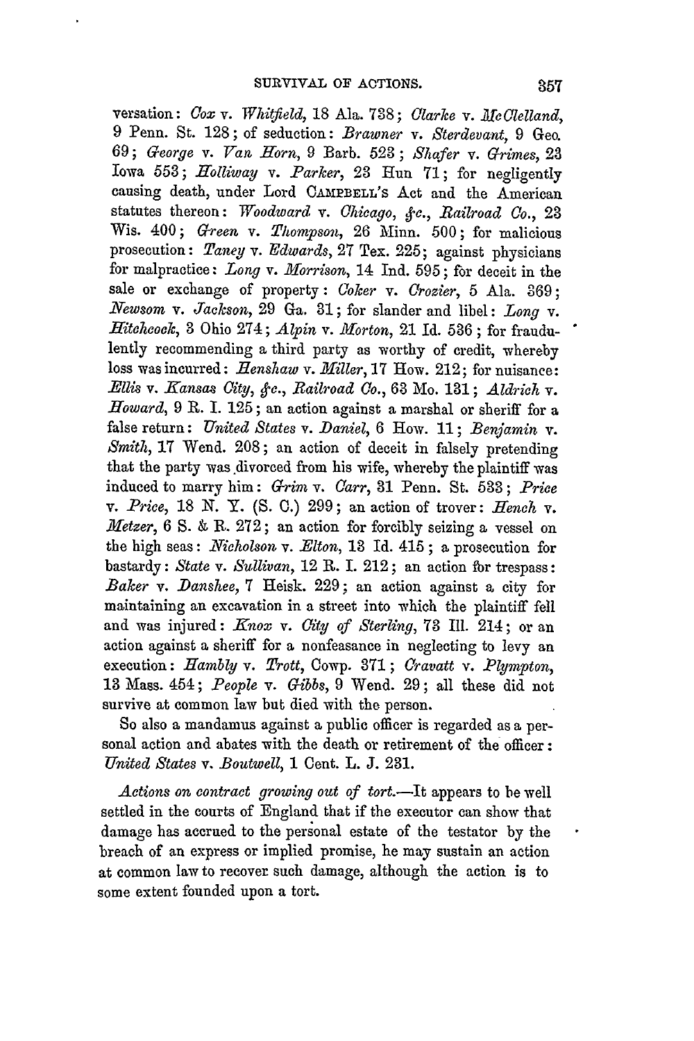versation: *Cox* v. *Whitfield*, 18 Ala. 738; *Clarke* v. *McClelland*, 9 Penn. St. 128; of seduction: *Brawner* v. *Sterdevant*, 9 Geo. 69; *George* v. *Van Horn*, 9 Barb. 523; *Shafer* v. *Grimes*, 23 Iowa 553; *Holliway* v. *Parker*, 23 Hun 71; for negligently causing death, under Lord CAMPBELL'S Act and the American statutes thereon: *Woodward* v. *Chicago, &c., Railroad Co.*, 23 Wis. 400; *Green* v. *Thompson*, 26 Minn. 500; for malicious prosecution: *Taney* v. *Edwards*, 27 Tex. 225; against physicians for malpractice: *Long* v. *Morrison*, 14 Ind. 595; for deceit in the sale or exchange of property: *Coker* v. *Crozier*, 5 Ala. 369; *Newsom* v. *Jackson*, 29 Ga. 31; for slander and libel: *Long* v. *Hitchcock*, 3 Ohio 274; *Alpin* v. *Morton*, 21 Id. 536; for fraudulently recommending a third party as worthy of credit, whereby loss was incurred: *Henshaw* v. *Miller*, 17 How. 212; for nuisance: *Ellis* v. *Kansas City, &c., Railroad Co.*, 63 Mo. 131; *Aldrich* v. *Howard*, 9 R. I. 125; an action against a marshal or sheriff for a false return: *United States* v. *Daniel*, 6 How. 11; *Benjamin* v. *Smith*, 17 Wend. 208; an action of deceit in falsely pretending that the party was divorced from his wife, whereby the plaintiff was induced to marry him: *Grim* v. *Carr*, 31 Penn. St. 533; *Price* v. *Price*, 18 N. Y. (S. C.) 299; an action of trover: *Hench* v. *Metzer*, 6 S. & R. 272; an action for forcibly seizing a vessel on the high seas: *Nicholson* v. *Elton*, 13 Id. 415; a prosecution for bastardy: *State* v. *Sullivan*, 12 R. I. 212; an action for trespass: *Baker* v. *Danshee*, 7 Heisk. 229; an action against a city for maintaining an excavation in a street into which the plaintiff fell and was injured: *Knox* v. *City of Sterling*, 73 Ill. 214; or an action against a sheriff for a nonfeasance in neglecting to levy an execution: *Hambly* v. *Trott*, Cowp. 371; *Cravatt* v. *Plympton*, 13 Mass. 454; *People* v. *Gibbs*, 9 Wend. 29; all these did not survive at common law but died with the person.

So also a mandamus against a public officer is regarded as a personal action and abates with the death or retirement of the officer: *United States* v. *Boutwell*, 1 Cent. L. J. 231.

*Actions on contract growing out of tort.*—It appears to be well settled in the courts of England that if the executor can show that damage has accrued to the personal estate of the testator by the breach of an express or implied promise, he may sustain an action at common law to recover such damage, although the action is to some extent founded upon a tort.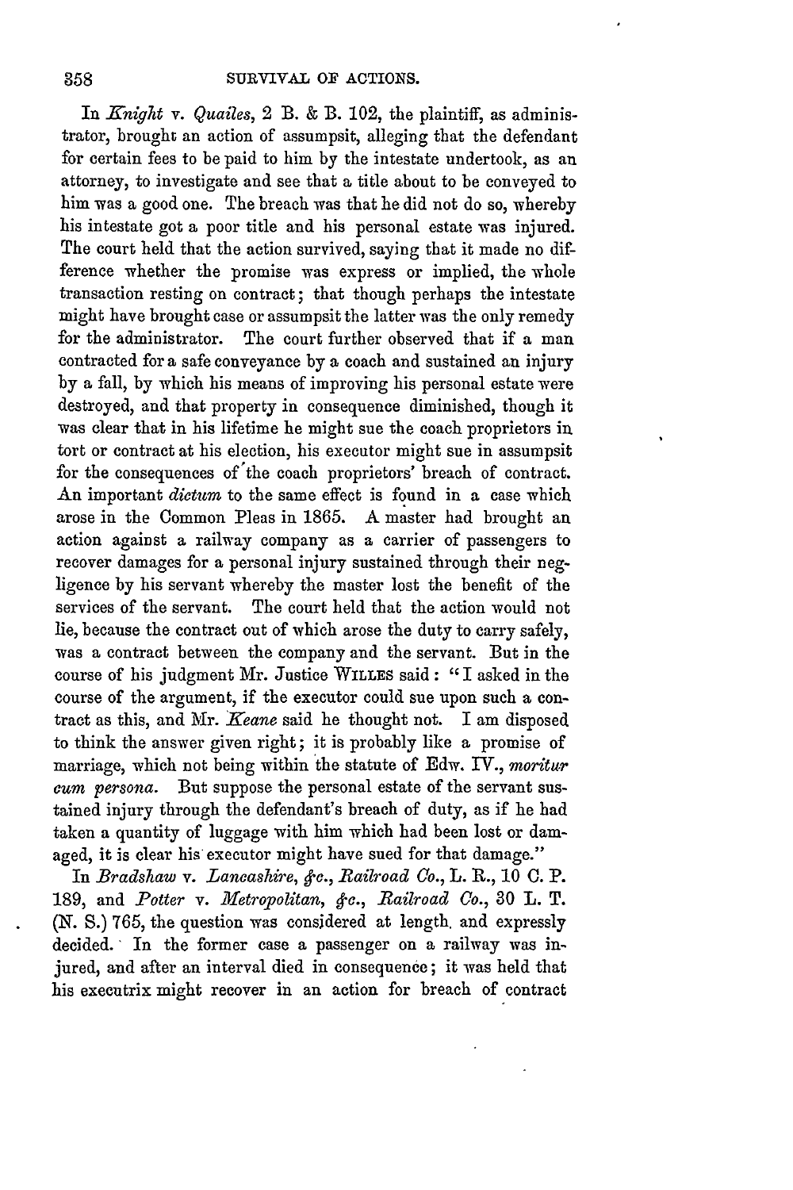In *Knight* v. *Quailes*, 2 B. & B. 102, the plaintiff, as administrator, brought an action of assumpsit, alleging that the defendant for certain fees to be paid to him by the intestate undertook, as an attorney, to investigate and see that a title about to be conveyed to him was a good one. The breach was that he did not do so, whereby his intestate got a poor title and his personal estate was injured. The court held that the action survived, saying that it made no difference whether the promise was express or implied, the whole transaction resting on contract; that though perhaps the intestate might have brought case or assumpsit the latter was the only remedy for the administrator. The court further observed that if a man contracted for a safe conveyance by a coach and sustained an injury by a fall, by which his means of improving his personal estate were destroyed, and that property in consequence diminished, though it was clear that in his lifetime he might sue the coach proprietors in tort or contract at his election, his executor might sue in assumpsit for the consequences of the coach proprietors' breach of contract. An important *dictum* to the same effect is found in a case which arose in the Common Pleas in 1865. A master had brought an action against a railway company as a carrier of passengers to recover damages for a personal injury sustained through their negligence by his servant whereby the master lost the benefit of the services of the servant. The court held that the action would not lie, because the contract out of which arose the duty to carry safely, was a contract between the company and the servant. But in the course of his judgment Mr. Justice WILLES said: "I asked in the course of the argument, if the executor could sue upon such a contract as this, and Mr. *Keane* said he thought not. I am disposed to think the answer given right; it is probably like a promise of marriage, which not being within the statute of Edw. IV., *moritur cum persona*. But suppose the personal estate of the servant sustained injury through the defendant's breach of duty, as if he had taken a quantity of luggage with him which had been lost or damaged, it is clear his executor might have sued for that damage."

In *Bradshaw* v. *Lancashire, &c., Railroad Co.*, L. R., 10 C. P. 189, and *Potter* v. *Metropolitan, &c., Railroad Co.*, 30 L. T. (N. S.) 765, the question was considered at length, and expressly decided. In the former case a passenger on a railway was injured, and after an interval died in consequence; it was held that his executrix might recover in an action for breach of contract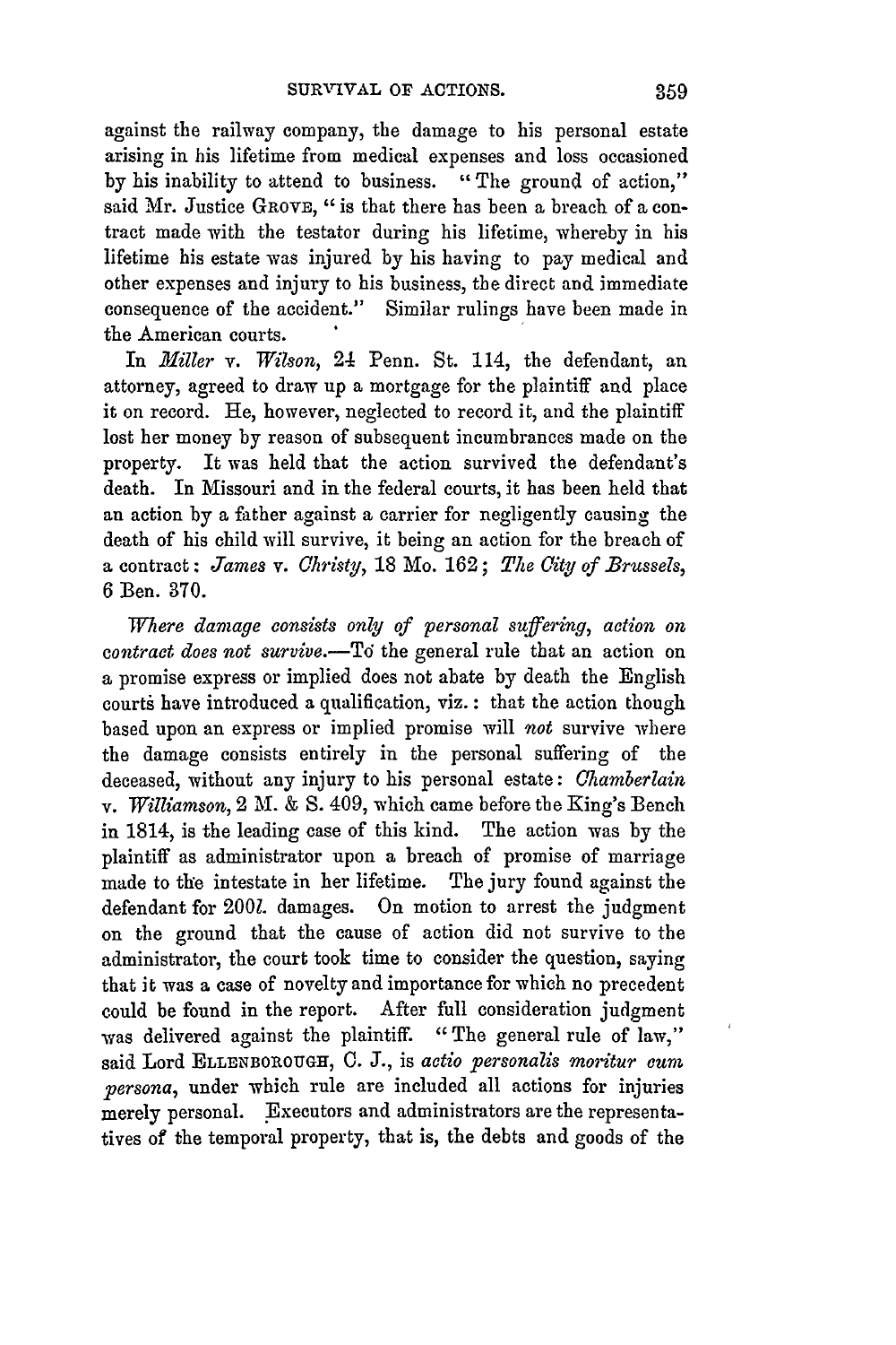against the railway company, the damage to his personal estate arising in his lifetime from medical expenses and loss occasioned by his inability to attend to business. "The ground of action," said Mr. Justice GROVE, "is that there has been a breach of a contract made with the testator during his lifetime, whereby in his lifetime his estate was injured by his having to pay medical and other expenses and injury to his business, the direct and immediate consequence of the accident." Similar rulings have been made in the American courts.

In *Miller* v. *Wilson*, 24 Penn. St. 114, the defendant, an attorney, agreed to draw up a mortgage for the plaintiff and place it on record. He, however, neglected to record it, and the plaintiff lost her money by reason of subsequent incumbrances made on the property. It was held that the action survived the defendant's death. In Missouri and in the federal courts, it has been held that an action by a father against a carrier for negligently causing the death of his child will survive, it being an action for the breach of a contract: *James* v. *Christy*, 18 Mo. 162; *The City of Brussels*, 6 Ben. 370.

*Where damage consists only of personal suffering, action on contract does not survive.*—To the general rule that an action on a promise express or implied does not abate by death the English courts have introduced a qualification, viz.: that the action though based upon an express or implied promise will *not* survive where the damage consists entirely in the personal suffering of the deceased, without any injury to his personal estate: *Chamberlain* v. *Williamson*, 2 M. & S. 409, which came before the King's Bench in 1814, is the leading case of this kind. The action was by the plaintiff as administrator upon a breach of promise of marriage made to the intestate in her lifetime. The jury found against the defendant for 200*l.* damages. On motion to arrest the judgment on the ground that the cause of action did not survive to the administrator, the court took time to consider the question, saying that it was a case of novelty and importance for which no precedent could be found in the report. After full consideration judgment was delivered against the plaintiff. "The general rule of law," said Lord ELLENBOROUGH, C. J., is *actio personalis moritur cum persona*, under which rule are included all actions for injuries merely personal. Executors and administrators are the representatives of the temporal property, that is, the debts and goods of the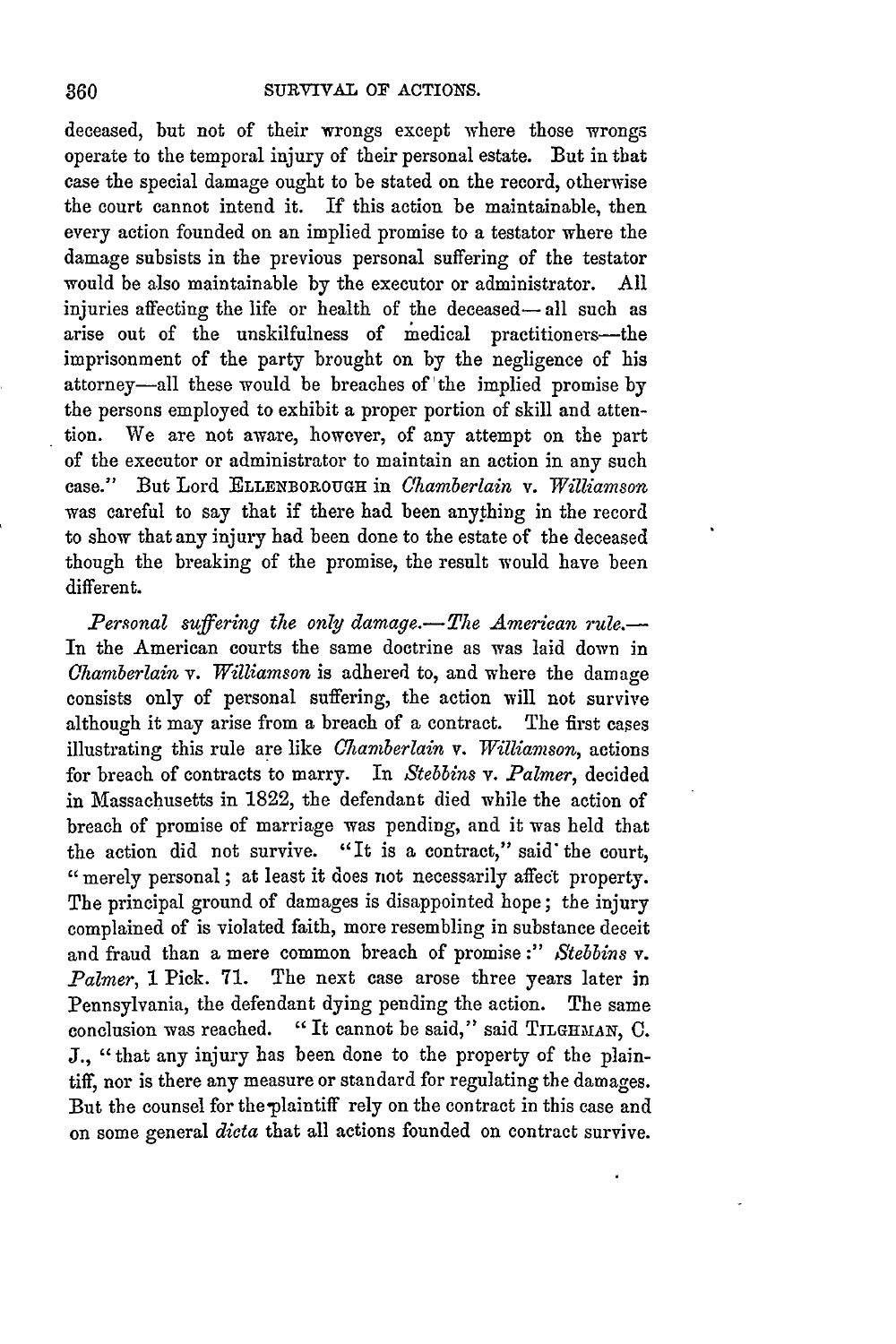deceased, but not of their wrongs except where those wrongs operate to the temporal injury of their personal estate. But in that case the special damage ought to be stated on the record, otherwise the court cannot intend it. If this action be maintainable, then every action founded on an implied promise to a testator where the damage subsists in the previous personal suffering of the testator would be also maintainable by the executor or administrator. All injuries affecting the life or health of the deceased—all such as arise out of the unskilfulness of medical practitioners—the imprisonment of the party brought on by the negligence of his attorney—all these would be breaches of the implied promise by the persons employed to exhibit a proper portion of skill and attention. We are not aware, however, of any attempt on the part of the executor or administrator to maintain an action in any such case." But Lord ELLENBOROUGH in *Chamberlain* v. *Williamson* was careful to say that if there had been anything in the record to show that any injury had been done to the estate of the deceased though the breaking of the promise, the result would have been different.

*Personal suffering the only damage.—The American rule.*—In the American courts the same doctrine as was laid down in *Chamberlain* v. *Williamson* is adhered to, and where the damage consists only of personal suffering, the action will not survive although it may arise from a breach of a contract. The first cases illustrating this rule are like *Chamberlain* v. *Williamson*, actions for breach of contracts to marry. In *Stebbins* v. *Palmer*, decided in Massachusetts in 1822, the defendant died while the action of breach of promise of marriage was pending, and it was held that the action did not survive. "It is a contract," said the court, "merely personal; at least it does not necessarily affect property. The principal ground of damages is disappointed hope; the injury complained of is violated faith, more resembling in substance deceit and fraud than a mere common breach of promise:" *Stebbins* v. *Palmer*, 1 Pick. 71. The next case arose three years later in Pennsylvania, the defendant dying pending the action. The same conclusion was reached. "It cannot be said," said TILGHMAN, C. J., "that any injury has been done to the property of the plaintiff, nor is there any measure or standard for regulating the damages. But the counsel for the plaintiff rely on the contract in this case and on some general *dicta* that all actions founded on contract survive.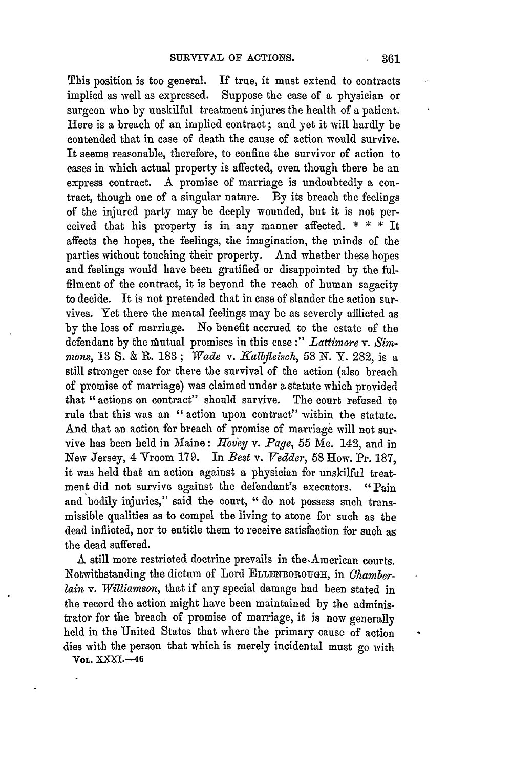This position is too general. If true, it must extend to contracts implied as well as expressed. Suppose the case of a physician or surgeon who by unskilful treatment injures the health of a patient. Here is a breach of an implied contract; and yet it will hardly be contended that in case of death the cause of action would survive. It seems reasonable, therefore, to confine the survivor of action to cases in which actual property is affected, even though there be an express contract. A promise of marriage is undoubtedly a contract, though one of a singular nature. By its breach the feelings of the injured party may be deeply wounded, but it is not perceived that his property is in any manner affected. * * * It affects the hopes, the feelings, the imagination, the minds of the parties without touching their property. And whether these hopes and feelings would have been gratified or disappointed by the fulfilment of the contract, it is beyond the reach of human sagacity to decide. It is not pretended that in case of slander the action survives. Yet there the mental feelings may be as severely afflicted as by the loss of marriage. No benefit accrued to the estate of the defendant by the mutual promises in this case:" *Lattimore* v. *Simmons*, 13 S. & R. 183; *Wade* v. *Kalbfleisch*, 58 N. Y. 282, is a still stronger case for there the survival of the action (also breach of promise of marriage) was claimed under a statute which provided that "actions on contract" should survive. The court refused to rule that this was an "action upon contract" within the statute. And that an action for breach of promise of marriage will not survive has been held in Maine: *Hovey* v. *Page*, 55 Me. 142, and in New Jersey, 4 Vroom 179. In *Best* v. *Vedder*, 58 How. Pr. 187, it was held that an action against a physician for unskilful treatment did not survive against the defendant's executors. "Pain and bodily injuries," said the court, "do not possess such transmissible qualities as to compel the living to atone for such as the dead inflicted, nor to entitle them to receive satisfaction for such as the dead suffered.

A still more restricted doctrine prevails in the American courts. Notwithstanding the dictum of Lord ELLENBOROUGH, in *Chamberlain* v. *Williamson*, that if any special damage had been stated in the record the action might have been maintained by the administrator for the breach of promise of marriage, it is now generally held in the United States that where the primary cause of action dies with the person that which is merely incidental must go with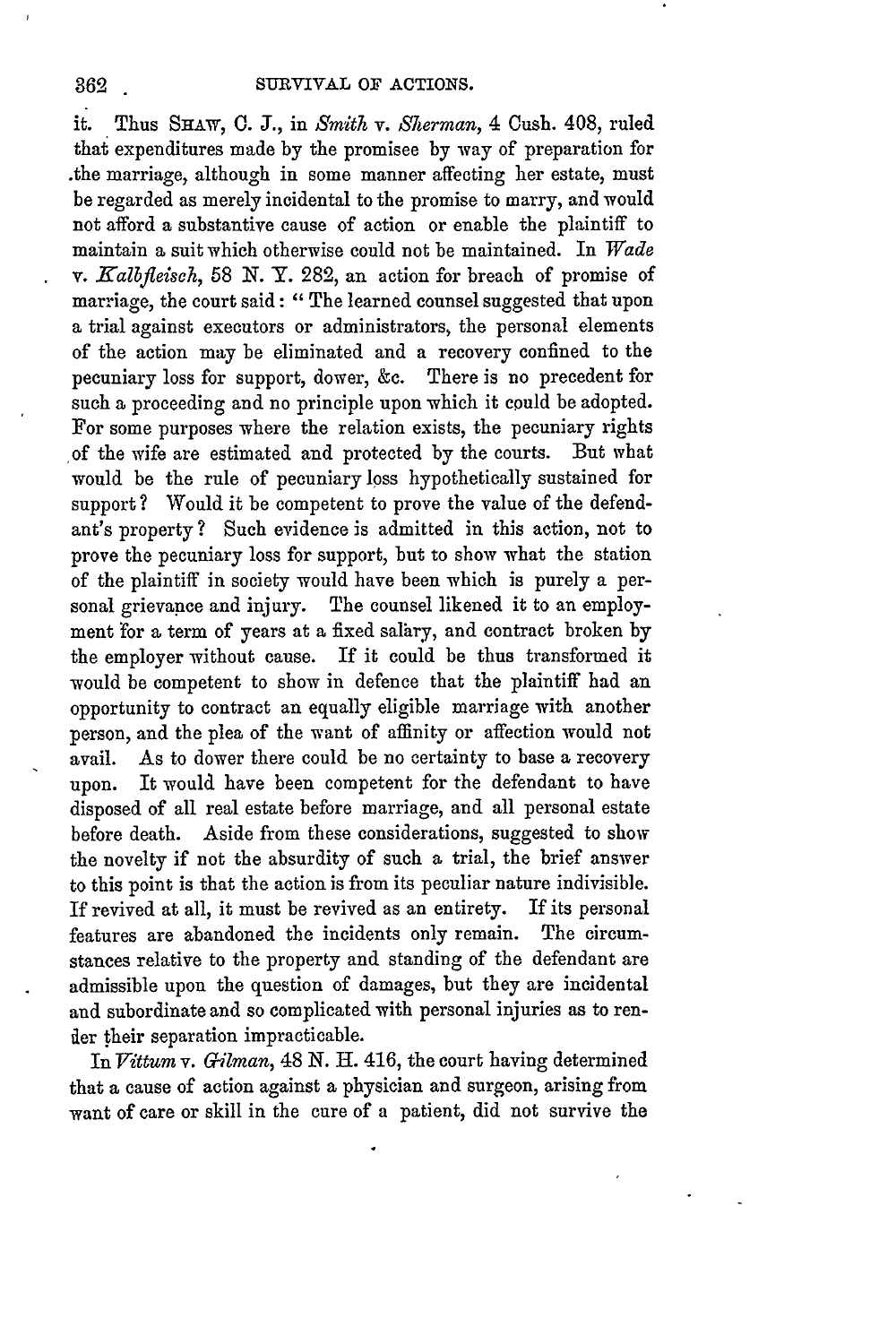it. Thus SHAW, C. J., in *Smith* v. *Sherman*, 4 Cush. 408, ruled that expenditures made by the promisee by way of preparation for the marriage, although in some manner affecting her estate, must be regarded as merely incidental to the promise to marry, and would not afford a substantive cause of action or enable the plaintiff to maintain a suit which otherwise could not be maintained. In *Wade* v. *Kalbfleisch*, 58 N. Y. 282, an action for breach of promise of marriage, the court said: "The learned counsel suggested that upon a trial against executors or administrators, the personal elements of the action may be eliminated and a recovery confined to the pecuniary loss for support, dower, &c. There is no precedent for such a proceeding and no principle upon which it could be adopted. For some purposes where the relation exists, the pecuniary rights of the wife are estimated and protected by the courts. But what would be the rule of pecuniary loss hypothetically sustained for support? Would it be competent to prove the value of the defendant's property? Such evidence is admitted in this action, not to prove the pecuniary loss for support, but to show what the station of the plaintiff in society would have been which is purely a personal grievance and injury. The counsel likened it to an employment for a term of years at a fixed salary, and contract broken by the employer without cause. If it could be thus transformed it would be competent to show in defence that the plaintiff had an opportunity to contract an equally eligible marriage with another person, and the plea of the want of affinity or affection would not avail. As to dower there could be no certainty to base a recovery upon. It would have been competent for the defendant to have disposed of all real estate before marriage, and all personal estate before death. Aside from these considerations, suggested to show the novelty if not the absurdity of such a trial, the brief answer to this point is that the action is from its peculiar nature indivisible. If revived at all, it must be revived as an entirety. If its personal features are abandoned the incidents only remain. The circumstances relative to the property and standing of the defendant are admissible upon the question of damages, but they are incidental and subordinate and so complicated with personal injuries as to render their separation impracticable.

In *Vittum* v. *Gilman*, 48 N. H. 416, the court having determined that a cause of action against a physician and surgeon, arising from want of care or skill in the cure of a patient, did not survive the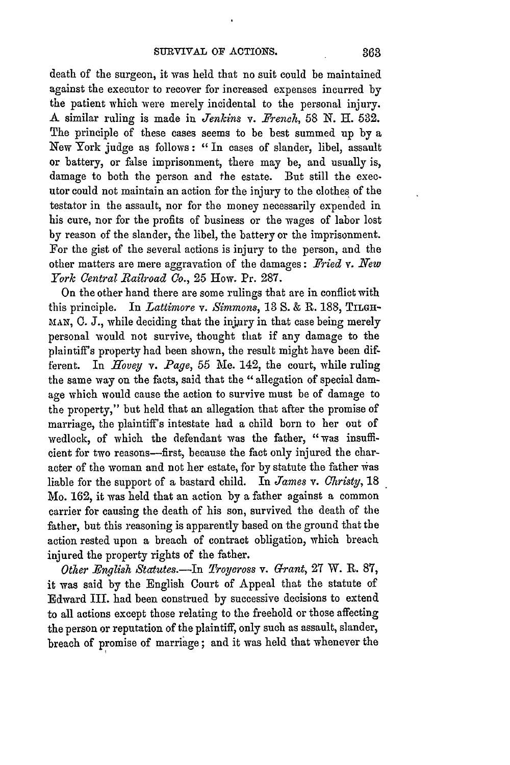death of the surgeon, it was held that no suit could be maintained against the executor to recover for increased expenses incurred by the patient which were merely incidental to the personal injury. A similar ruling is made in *Jenkins* v. *French*, 58 N. H. 532. The principle of these cases seems to be best summed up by a New York judge as follows: "In cases of slander, libel, assault or battery, or false imprisonment, there may be, and usually is, damage to both the person and the estate. But still the executor could not maintain an action for the injury to the clothes of the testator in the assault, nor for the money necessarily expended in his cure, nor for the profits of business or the wages of labor lost by reason of the slander, the libel, the battery or the imprisonment. For the gist of the several actions is injury to the person, and the other matters are mere aggravation of the damages: *Fried* v. *New York Central Railroad Co.*, 25 How. Pr. 287.

On the other hand there are some rulings that are in conflict with this principle. In *Lattimore* v. *Simmons*, 13 S. & R. 188, TILGHMAN, C. J., while deciding that the injury in that case being merely personal would not survive, thought that if any damage to the plaintiff's property had been shown, the result might have been different. In *Hovey* v. *Page*, 55 Me. 142, the court, while ruling the same way on the facts, said that the "allegation of special damage which would cause the action to survive must be of damage to the property," but held that an allegation that after the promise of marriage, the plaintiff's intestate had a child born to her out of wedlock, of which the defendant was the father, "was insufficient for two reasons—first, because the fact only injured the character of the woman and not her estate, for by statute the father was liable for the support of a bastard child. In *James* v. *Christy*, 18 Mo. 162, it was held that an action by a father against a common carrier for causing the death of his son, survived the death of the father, but this reasoning is apparently based on the ground that the action rested upon a breach of contract obligation, which breach injured the property rights of the father.

*Other English Statutes.*—In *Troycross* v. *Grant*, 27 W. R. 87, it was said by the English Court of Appeal that the statute of Edward III. had been construed by successive decisions to extend to all actions except those relating to the freehold or those affecting the person or reputation of the plaintiff, only such as assault, slander, breach of promise of marriage; and it was held that whenever the